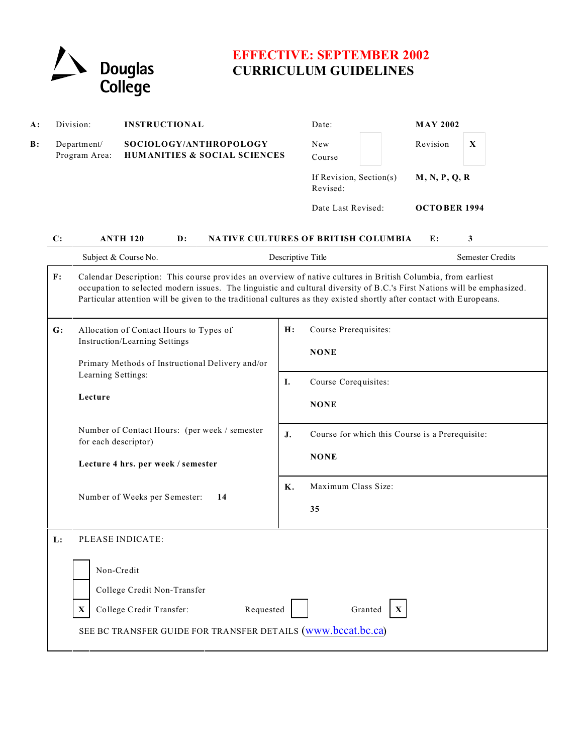Douglas College

# EFFECTIVE: SEPTEMBER 2002
# CURRICULUM GUIDELINES

| | | | | |
|---|---|---|---|---|
| A: | Division: | **INSTRUCTIONAL** | Date: | **MAY 2002** |
| B: | Department/ Program Area: | **SOCIOLOGY/ANTHROPOLOGY HUMANITIES & SOCIAL SCIENCES** | New Course [ ] | Revision [X] |
| | | | If Revision, Section(s) Revised: | **M, N, P, Q, R** |
| | | | Date Last Revised: | **OCTOBER 1994** |

| C: | **ANTH 120** | D: | **NATIVE CULTURES OF BRITISH COLUMBIA** | E: | **3** |
|---|---|---|---|---|---|
| | Subject & Course No. | | Descriptive Title | | Semester Credits |

**F:** Calendar Description: This course provides an overview of native cultures in British Columbia, from earliest occupation to selected modern issues. The linguistic and cultural diversity of B.C.'s First Nations will be emphasized. Particular attention will be given to the traditional cultures as they existed shortly after contact with Europeans.

**G:** Allocation of Contact Hours to Types of Instruction/Learning Settings

Primary Methods of Instructional Delivery and/or Learning Settings:

**Lecture**

Number of Contact Hours: (per week / semester for each descriptor)

**Lecture 4 hrs. per week / semester**

Number of Weeks per Semester: **14**

**H:** Course Prerequisites:

**NONE**

**I.** Course Corequisites:

**NONE**

**J.** Course for which this Course is a Prerequisite:

**NONE**

**K.** Maximum Class Size:

**35**

**L:** PLEASE INDICATE:

[ ] Non-Credit

[ ] College Credit Non-Transfer

[X] College Credit Transfer: Requested [ ] Granted [X]

SEE BC TRANSFER GUIDE FOR TRANSFER DETAILS (www.bccat.bc.ca)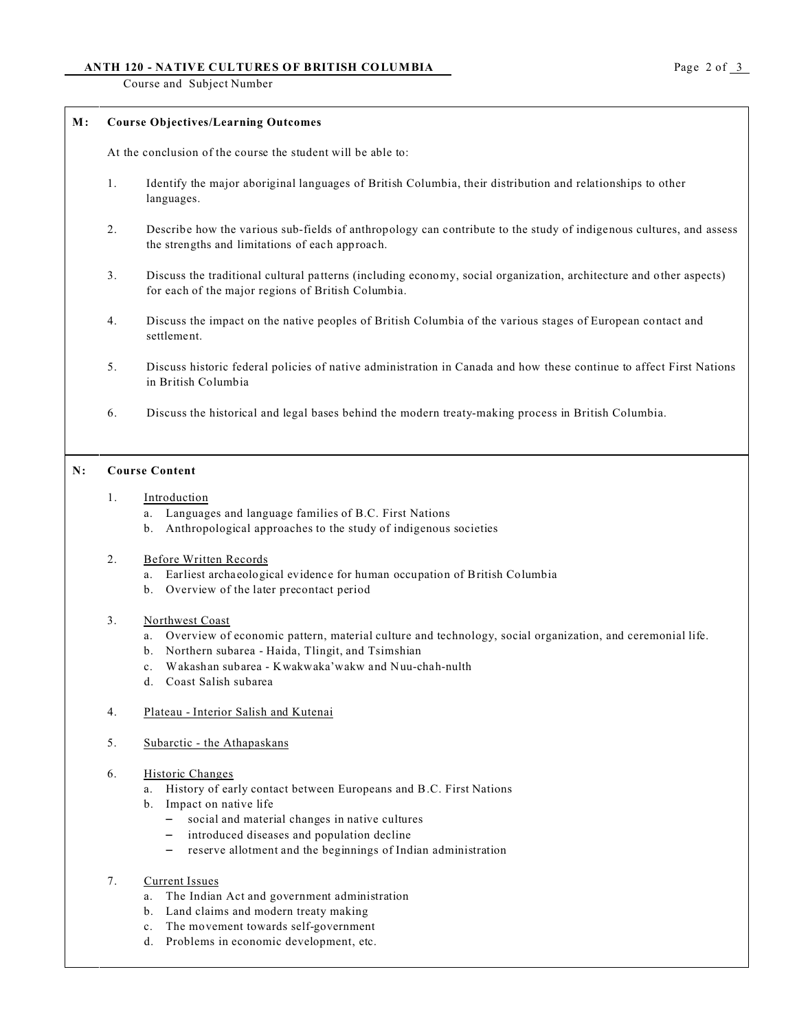**ANTH 120 - NATIVE CULTURES OF BRITISH COLUMBIA**
Course and Subject Number

## M: Course Objectives/Learning Outcomes

At the conclusion of the course the student will be able to:

1. Identify the major aboriginal languages of British Columbia, their distribution and relationships to other languages.
2. Describe how the various sub-fields of anthropology can contribute to the study of indigenous cultures, and assess the strengths and limitations of each approach.
3. Discuss the traditional cultural patterns (including economy, social organization, architecture and other aspects) for each of the major regions of British Columbia.
4. Discuss the impact on the native peoples of British Columbia of the various stages of European contact and settlement.
5. Discuss historic federal policies of native administration in Canada and how these continue to affect First Nations in British Columbia
6. Discuss the historical and legal bases behind the modern treaty-making process in British Columbia.

## N: Course Content

1. Introduction
   a. Languages and language families of B.C. First Nations
   b. Anthropological approaches to the study of indigenous societies
2. Before Written Records
   a. Earliest archaeological evidence for human occupation of British Columbia
   b. Overview of the later precontact period
3. Northwest Coast
   a. Overview of economic pattern, material culture and technology, social organization, and ceremonial life.
   b. Northern subarea - Haida, Tlingit, and Tsimshian
   c. Wakashan subarea - Kwakwaka'wakw and Nuu-chah-nulth
   d. Coast Salish subarea
4. Plateau - Interior Salish and Kutenai
5. Subarctic - the Athapaskans
6. Historic Changes
   a. History of early contact between Europeans and B.C. First Nations
   b. Impact on native life
      - social and material changes in native cultures
      - introduced diseases and population decline
      - reserve allotment and the beginnings of Indian administration
7. Current Issues
   a. The Indian Act and government administration
   b. Land claims and modern treaty making
   c. The movement towards self-government
   d. Problems in economic development, etc.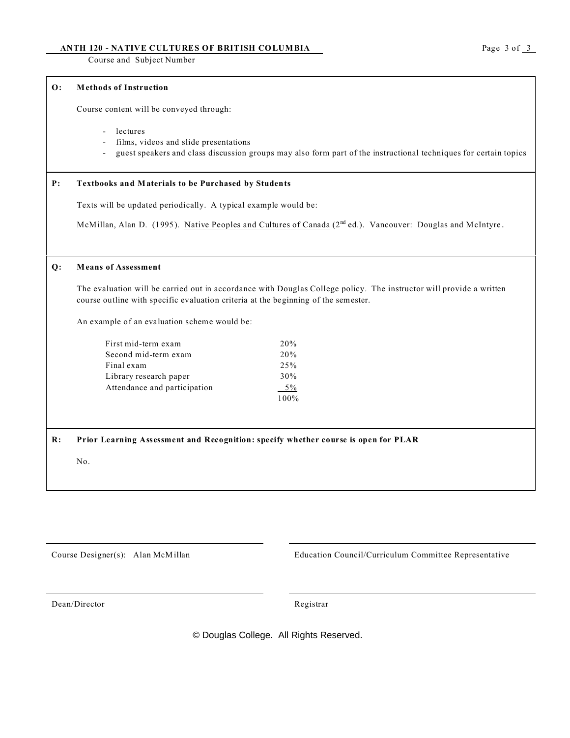## O: Methods of Instruction

Course content will be conveyed through:

- lectures
- films, videos and slide presentations
- guest speakers and class discussion groups may also form part of the instructional techniques for certain topics

## P: Textbooks and Materials to be Purchased by Students

Texts will be updated periodically. A typical example would be:

McMillan, Alan D. (1995). Native Peoples and Cultures of Canada (2nd ed.). Vancouver: Douglas and McIntyre.

## Q: Means of Assessment

The evaluation will be carried out in accordance with Douglas College policy. The instructor will provide a written course outline with specific evaluation criteria at the beginning of the semester.

An example of an evaluation scheme would be:

| | |
|---|---|
| First mid-term exam | 20% |
| Second mid-term exam | 20% |
| Final exam | 25% |
| Library research paper | 30% |
| Attendance and participation | 5% |
| | 100% |

## R: Prior Learning Assessment and Recognition: specify whether course is open for PLAR

No.

Course Designer(s): Alan McMillan

Education Council/Curriculum Committee Representative

Dean/Director

Registrar

© Douglas College. All Rights Reserved.